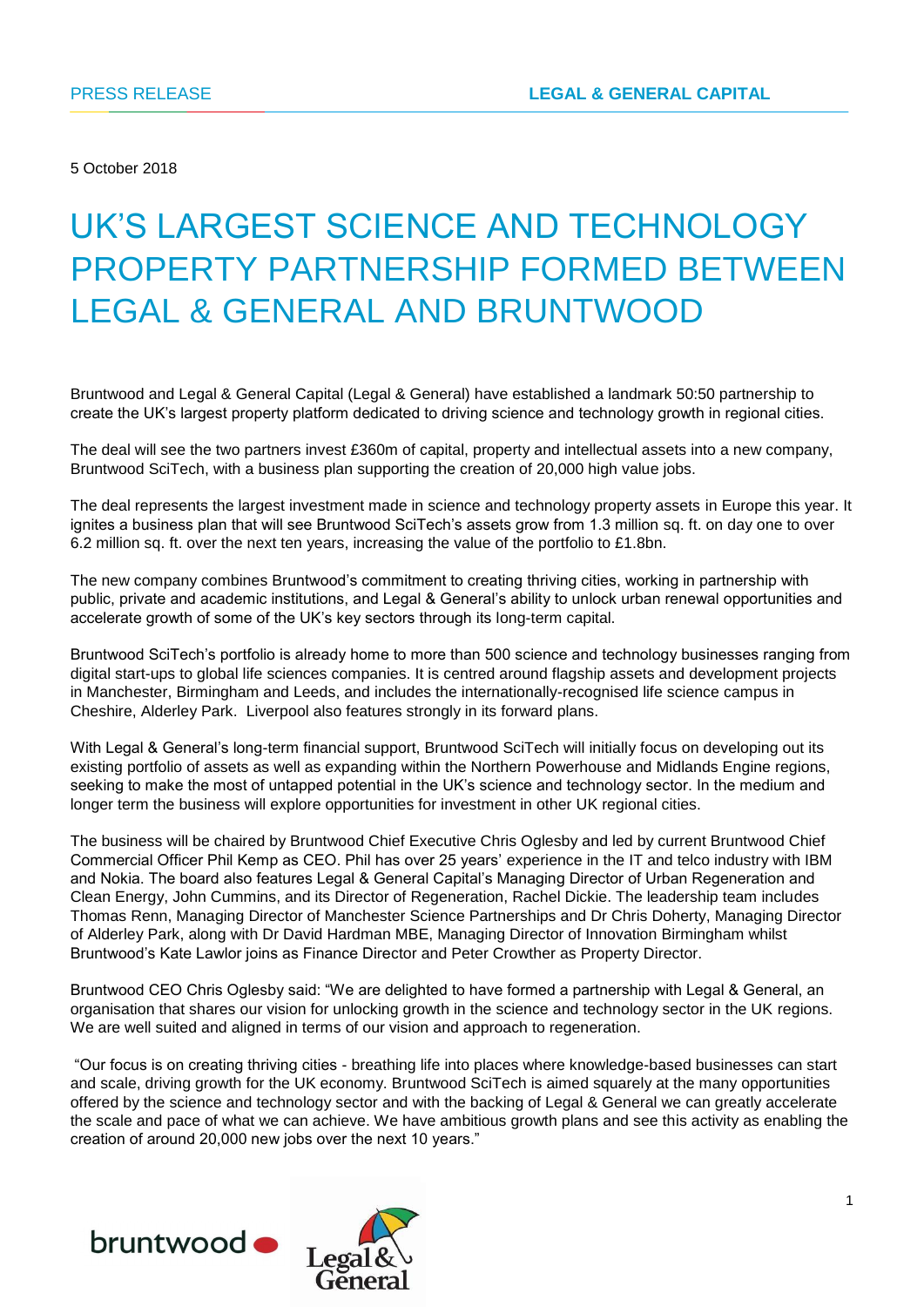PRESS RELEASE

**LEGAL & GENERAL CAPITAL**

5 October 2018

# UK'S LARGEST SCIENCE AND TECHNOLOGY PROPERTY PARTNERSHIP FORMED BETWEEN LEGAL & GENERAL AND BRUNTWOOD

Bruntwood and Legal & General Capital (Legal & General) have established a landmark 50:50 partnership to create the UK's largest property platform dedicated to driving science and technology growth in regional cities.

The deal will see the two partners invest £360m of capital, property and intellectual assets into a new company, Bruntwood SciTech, with a business plan supporting the creation of 20,000 high value jobs.

The deal represents the largest investment made in science and technology property assets in Europe this year. It ignites a business plan that will see Bruntwood SciTech's assets grow from 1.3 million sq. ft. on day one to over 6.2 million sq. ft. over the next ten years, increasing the value of the portfolio to £1.8bn.

The new company combines Bruntwood's commitment to creating thriving cities, working in partnership with public, private and academic institutions, and Legal & General's ability to unlock urban renewal opportunities and accelerate growth of some of the UK's key sectors through its long-term capital.

Bruntwood SciTech's portfolio is already home to more than 500 science and technology businesses ranging from digital start-ups to global life sciences companies. It is centred around flagship assets and development projects in Manchester, Birmingham and Leeds, and includes the internationally-recognised life science campus in Cheshire, Alderley Park. Liverpool also features strongly in its forward plans.

With Legal & General's long-term financial support, Bruntwood SciTech will initially focus on developing out its existing portfolio of assets as well as expanding within the Northern Powerhouse and Midlands Engine regions, seeking to make the most of untapped potential in the UK's science and technology sector. In the medium and longer term the business will explore opportunities for investment in other UK regional cities.

The business will be chaired by Bruntwood Chief Executive Chris Oglesby and led by current Bruntwood Chief Commercial Officer Phil Kemp as CEO. Phil has over 25 years' experience in the IT and telco industry with IBM and Nokia. The board also features Legal & General Capital's Managing Director of Urban Regeneration and Clean Energy, John Cummins, and its Director of Regeneration, Rachel Dickie. The leadership team includes Thomas Renn, Managing Director of Manchester Science Partnerships and Dr Chris Doherty, Managing Director of Alderley Park, along with Dr David Hardman MBE, Managing Director of Innovation Birmingham whilst Bruntwood's Kate Lawlor joins as Finance Director and Peter Crowther as Property Director.

Bruntwood CEO Chris Oglesby said: "We are delighted to have formed a partnership with Legal & General, an organisation that shares our vision for unlocking growth in the science and technology sector in the UK regions. We are well suited and aligned in terms of our vision and approach to regeneration.

"Our focus is on creating thriving cities - breathing life into places where knowledge-based businesses can start and scale, driving growth for the UK economy. Bruntwood SciTech is aimed squarely at the many opportunities offered by the science and technology sector and with the backing of Legal & General we can greatly accelerate the scale and pace of what we can achieve. We have ambitious growth plans and see this activity as enabling the creation of around 20,000 new jobs over the next 10 years."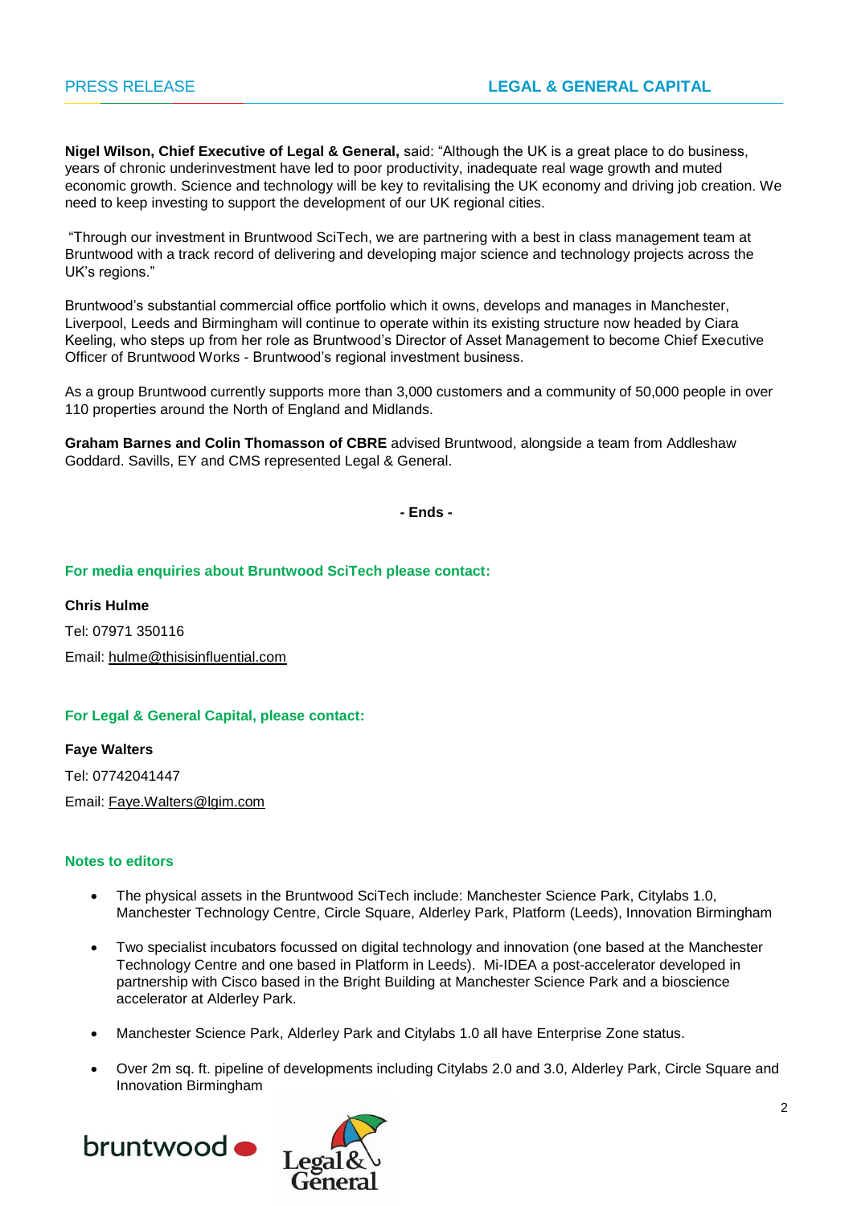**Nigel Wilson, Chief Executive of Legal & General,** said: "Although the UK is a great place to do business, years of chronic underinvestment have led to poor productivity, inadequate real wage growth and muted economic growth. Science and technology will be key to revitalising the UK economy and driving job creation. We need to keep investing to support the development of our UK regional cities.

"Through our investment in Bruntwood SciTech, we are partnering with a best in class management team at Bruntwood with a track record of delivering and developing major science and technology projects across the UK's regions."

Bruntwood's substantial commercial office portfolio which it owns, develops and manages in Manchester, Liverpool, Leeds and Birmingham will continue to operate within its existing structure now headed by Ciara Keeling, who steps up from her role as Bruntwood's Director of Asset Management to become Chief Executive Officer of Bruntwood Works - Bruntwood's regional investment business.

As a group Bruntwood currently supports more than 3,000 customers and a community of 50,000 people in over 110 properties around the North of England and Midlands.

**Graham Barnes and Colin Thomasson of CBRE** advised Bruntwood, alongside a team from Addleshaw Goddard. Savills, EY and CMS represented Legal & General.

**- Ends -**

**For media enquiries about Bruntwood SciTech please contact:**

**Chris Hulme**

Tel: 07971 350116

Email: hulme@thisisinfluential.com

**For Legal & General Capital, please contact:**

**Faye Walters**

Tel: 07742041447

Email: Faye.Walters@lgim.com

**Notes to editors**

- The physical assets in the Bruntwood SciTech include: Manchester Science Park, Citylabs 1.0, Manchester Technology Centre, Circle Square, Alderley Park, Platform (Leeds), Innovation Birmingham
- Two specialist incubators focussed on digital technology and innovation (one based at the Manchester Technology Centre and one based in Platform in Leeds). Mi-IDEA a post-accelerator developed in partnership with Cisco based in the Bright Building at Manchester Science Park and a bioscience accelerator at Alderley Park.
- Manchester Science Park, Alderley Park and Citylabs 1.0 all have Enterprise Zone status.
- Over 2m sq. ft. pipeline of developments including Citylabs 2.0 and 3.0, Alderley Park, Circle Square and Innovation Birmingham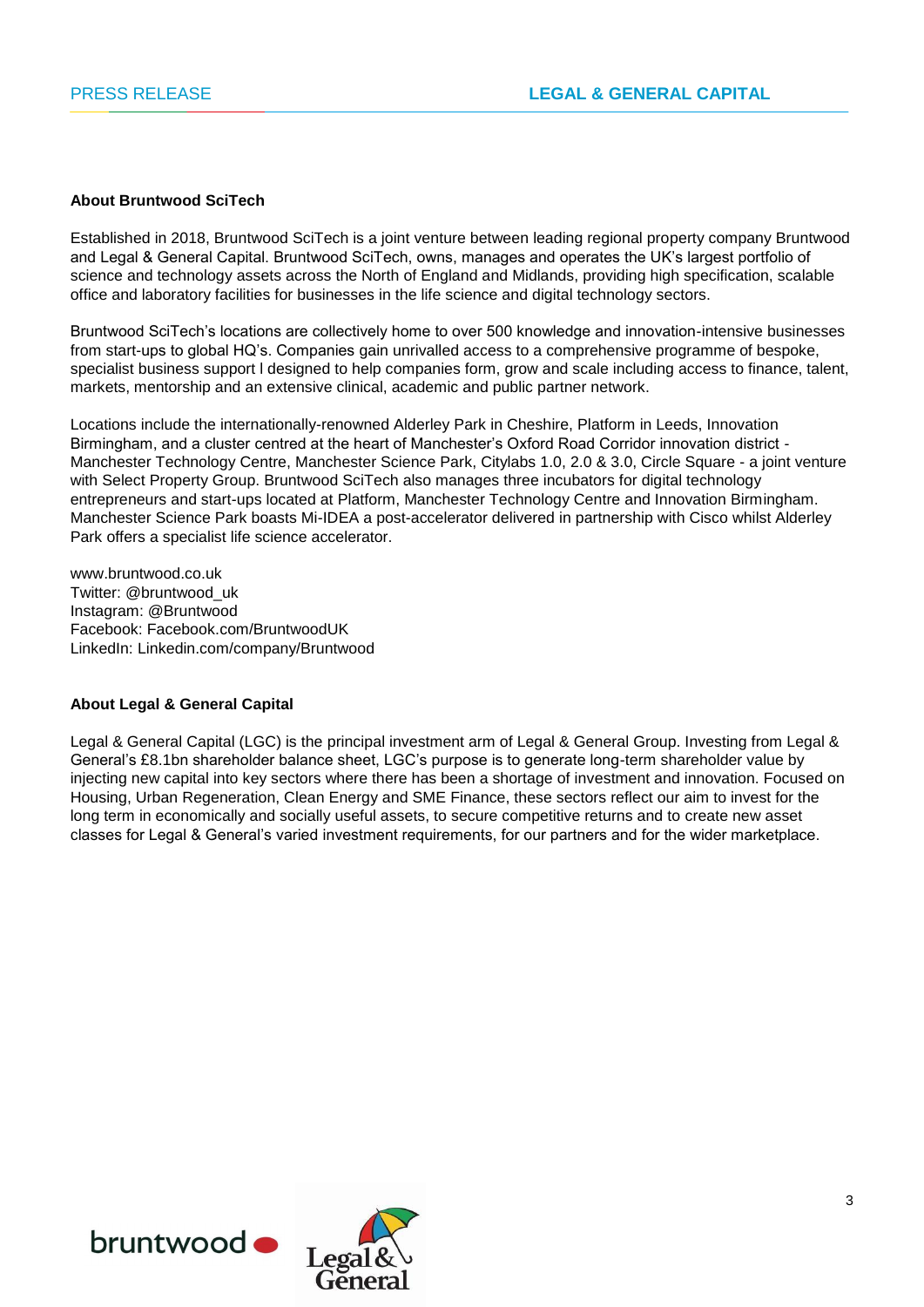## About Bruntwood SciTech

Established in 2018, Bruntwood SciTech is a joint venture between leading regional property company Bruntwood and Legal & General Capital. Bruntwood SciTech, owns, manages and operates the UK's largest portfolio of science and technology assets across the North of England and Midlands, providing high specification, scalable office and laboratory facilities for businesses in the life science and digital technology sectors.

Bruntwood SciTech's locations are collectively home to over 500 knowledge and innovation-intensive businesses from start-ups to global HQ's. Companies gain unrivalled access to a comprehensive programme of bespoke, specialist business support l designed to help companies form, grow and scale including access to finance, talent, markets, mentorship and an extensive clinical, academic and public partner network.

Locations include the internationally-renowned Alderley Park in Cheshire, Platform in Leeds, Innovation Birmingham, and a cluster centred at the heart of Manchester's Oxford Road Corridor innovation district - Manchester Technology Centre, Manchester Science Park, Citylabs 1.0, 2.0 & 3.0, Circle Square - a joint venture with Select Property Group. Bruntwood SciTech also manages three incubators for digital technology entrepreneurs and start-ups located at Platform, Manchester Technology Centre and Innovation Birmingham. Manchester Science Park boasts Mi-IDEA a post-accelerator delivered in partnership with Cisco whilst Alderley Park offers a specialist life science accelerator.

www.bruntwood.co.uk
Twitter: @bruntwood_uk
Instagram: @Bruntwood
Facebook: Facebook.com/BruntwoodUK
LinkedIn: Linkedin.com/company/Bruntwood

## About Legal & General Capital

Legal & General Capital (LGC) is the principal investment arm of Legal & General Group. Investing from Legal & General's £8.1bn shareholder balance sheet, LGC's purpose is to generate long-term shareholder value by injecting new capital into key sectors where there has been a shortage of investment and innovation. Focused on Housing, Urban Regeneration, Clean Energy and SME Finance, these sectors reflect our aim to invest for the long term in economically and socially useful assets, to secure competitive returns and to create new asset classes for Legal & General's varied investment requirements, for our partners and for the wider marketplace.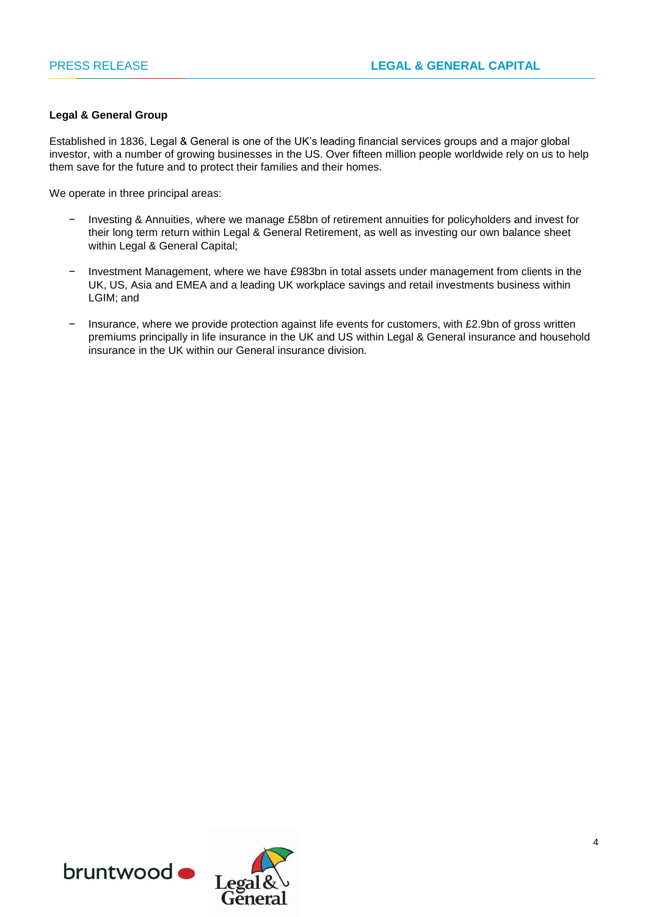**Legal & General Group**

Established in 1836, Legal & General is one of the UK's leading financial services groups and a major global investor, with a number of growing businesses in the US. Over fifteen million people worldwide rely on us to help them save for the future and to protect their families and their homes.

We operate in three principal areas:

- Investing & Annuities, where we manage £58bn of retirement annuities for policyholders and invest for their long term return within Legal & General Retirement, as well as investing our own balance sheet within Legal & General Capital;

- Investment Management, where we have £983bn in total assets under management from clients in the UK, US, Asia and EMEA and a leading UK workplace savings and retail investments business within LGIM; and

- Insurance, where we provide protection against life events for customers, with £2.9bn of gross written premiums principally in life insurance in the UK and US within Legal & General insurance and household insurance in the UK within our General insurance division.